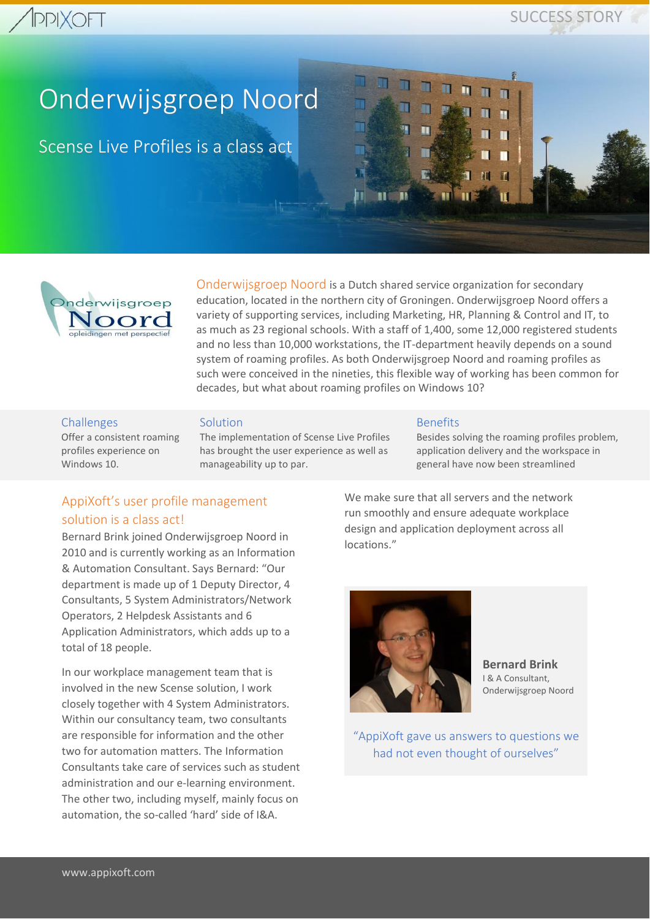# Onderwijsgroep Noord

## Scense Live Profiles is a class act

Onderwijsgroep Noord is a Dutch shared service organization for secondary education, located in the northern city of Groningen. Onderwijsgroep Noord offers a variety of supporting services, including Marketing, HR, Planning & Control and IT, to as much as 23 regional schools. With a staff of 1,400, some 12,000 registered students and no less than 10,000 workstations, the IT-department heavily depends on a sound system of roaming profiles. As both Onderwijsgroep Noord and roaming profiles as such were conceived in the nineties, this flexible way of working has been common for decades, but what about roaming profiles on Windows 10?

### Challenges

Offer a consistent roaming profiles experience on Windows 10.

### Solution

The implementation of Scense Live Profiles has brought the user experience as well as manageability up to par.

### Benefits

Besides solving the roaming profiles problem, application delivery and the workspace in general have now been streamlined

## AppiXoft's user profile management solution is a class act!

Bernard Brink joined Onderwijsgroep Noord in 2010 and is currently working as an Information & Automation Consultant. Says Bernard: "Our department is made up of 1 Deputy Director, 4 Consultants, 5 System Administrators/Network Operators, 2 Helpdesk Assistants and 6 Application Administrators, which adds up to a total of 18 people.

In our workplace management team that is involved in the new Scense solution, I work closely together with 4 System Administrators. Within our consultancy team, two consultants are responsible for information and the other two for automation matters. The Information Consultants take care of services such as student administration and our e-learning environment. The other two, including myself, mainly focus on automation, the so-called 'hard' side of I&A. We make sure that all servers and the network run smoothly and ensure adequate workplace design and application deployment across all locations."

**Bernard Brink**
I & A Consultant, Onderwijsgroep Noord

"AppiXoft gave us answers to questions we had not even thought of ourselves"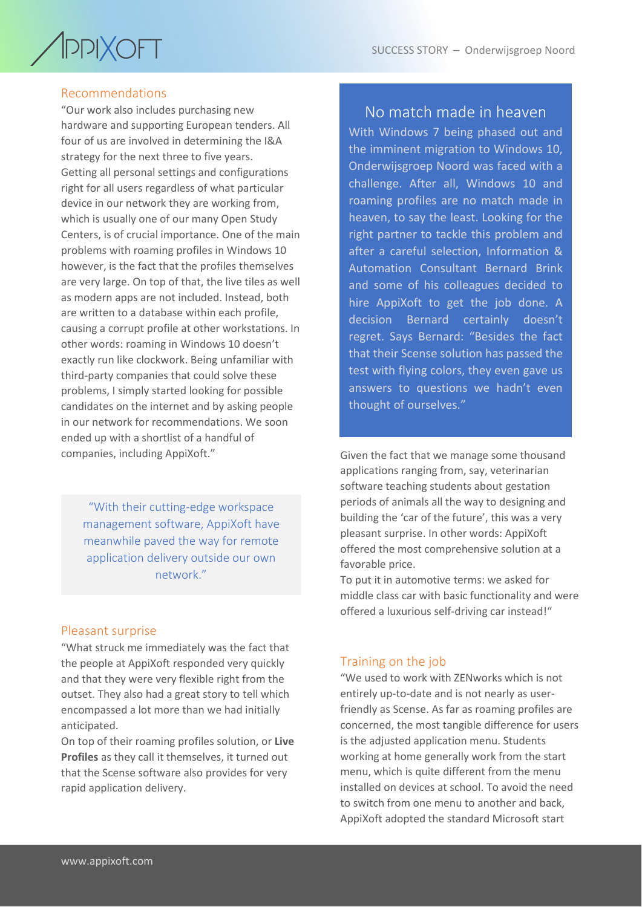## Recommendations

"Our work also includes purchasing new hardware and supporting European tenders. All four of us are involved in determining the I&A strategy for the next three to five years. Getting all personal settings and configurations right for all users regardless of what particular device in our network they are working from, which is usually one of our many Open Study Centers, is of crucial importance. One of the main problems with roaming profiles in Windows 10 however, is the fact that the profiles themselves are very large. On top of that, the live tiles as well as modern apps are not included. Instead, both are written to a database within each profile, causing a corrupt profile at other workstations. In other words: roaming in Windows 10 doesn't exactly run like clockwork. Being unfamiliar with third-party companies that could solve these problems, I simply started looking for possible candidates on the internet and by asking people in our network for recommendations. We soon ended up with a shortlist of a handful of companies, including AppiXoft."

> "With their cutting-edge workspace management software, AppiXoft have meanwhile paved the way for remote application delivery outside our own network."

## Pleasant surprise

"What struck me immediately was the fact that the people at AppiXoft responded very quickly and that they were very flexible right from the outset. They also had a great story to tell which encompassed a lot more than we had initially anticipated.
On top of their roaming profiles solution, or **Live Profiles** as they call it themselves, it turned out that the Scense software also provides for very rapid application delivery.

## No match made in heaven

With Windows 7 being phased out and the imminent migration to Windows 10, Onderwijsgroep Noord was faced with a challenge. After all, Windows 10 and roaming profiles are no match made in heaven, to say the least. Looking for the right partner to tackle this problem and after a careful selection, Information & Automation Consultant Bernard Brink and some of his colleagues decided to hire AppiXoft to get the job done. A decision Bernard certainly doesn't regret. Says Bernard: "Besides the fact that their Scense solution has passed the test with flying colors, they even gave us answers to questions we hadn't even thought of ourselves."

Given the fact that we manage some thousand applications ranging from, say, veterinarian software teaching students about gestation periods of animals all the way to designing and building the 'car of the future', this was a very pleasant surprise. In other words: AppiXoft offered the most comprehensive solution at a favorable price.
To put it in automotive terms: we asked for middle class car with basic functionality and were offered a luxurious self-driving car instead!"

## Training on the job

"We used to work with ZENworks which is not entirely up-to-date and is not nearly as user-friendly as Scense. As far as roaming profiles are concerned, the most tangible difference for users is the adjusted application menu. Students working at home generally work from the start menu, which is quite different from the menu installed on devices at school. To avoid the need to switch from one menu to another and back, AppiXoft adopted the standard Microsoft start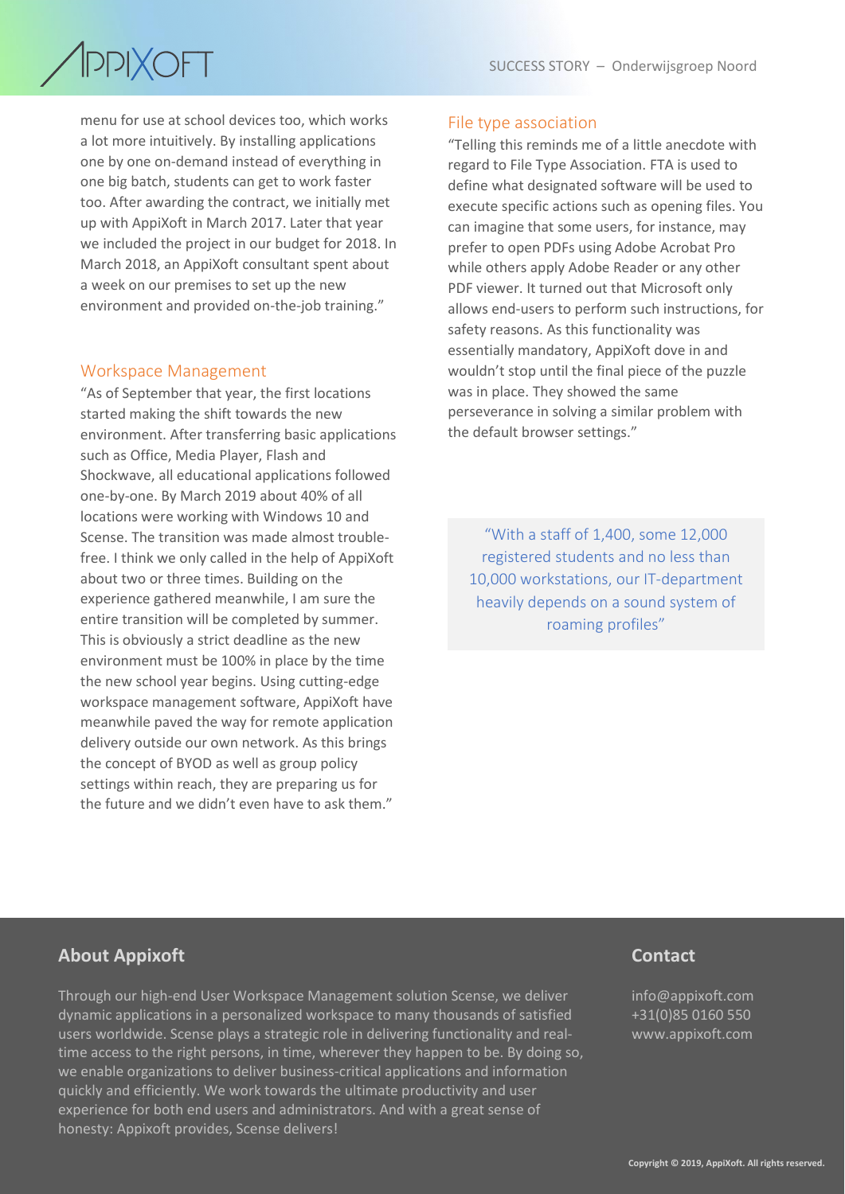menu for use at school devices too, which works a lot more intuitively. By installing applications one by one on-demand instead of everything in one big batch, students can get to work faster too. After awarding the contract, we initially met up with AppiXoft in March 2017. Later that year we included the project in our budget for 2018. In March 2018, an AppiXoft consultant spent about a week on our premises to set up the new environment and provided on-the-job training."

## Workspace Management

"As of September that year, the first locations started making the shift towards the new environment. After transferring basic applications such as Office, Media Player, Flash and Shockwave, all educational applications followed one-by-one. By March 2019 about 40% of all locations were working with Windows 10 and Scense. The transition was made almost trouble-free. I think we only called in the help of AppiXoft about two or three times. Building on the experience gathered meanwhile, I am sure the entire transition will be completed by summer. This is obviously a strict deadline as the new environment must be 100% in place by the time the new school year begins. Using cutting-edge workspace management software, AppiXoft have meanwhile paved the way for remote application delivery outside our own network. As this brings the concept of BYOD as well as group policy settings within reach, they are preparing us for the future and we didn't even have to ask them."

## File type association

"Telling this reminds me of a little anecdote with regard to File Type Association. FTA is used to define what designated software will be used to execute specific actions such as opening files. You can imagine that some users, for instance, may prefer to open PDFs using Adobe Acrobat Pro while others apply Adobe Reader or any other PDF viewer. It turned out that Microsoft only allows end-users to perform such instructions, for safety reasons. As this functionality was essentially mandatory, AppiXoft dove in and wouldn't stop until the final piece of the puzzle was in place. They showed the same perseverance in solving a similar problem with the default browser settings."

> "With a staff of 1,400, some 12,000 registered students and no less than 10,000 workstations, our IT-department heavily depends on a sound system of roaming profiles"

## About Appixoft

Through our high-end User Workspace Management solution Scense, we deliver dynamic applications in a personalized workspace to many thousands of satisfied users worldwide. Scense plays a strategic role in delivering functionality and real-time access to the right persons, in time, wherever they happen to be. By doing so, we enable organizations to deliver business-critical applications and information quickly and efficiently. We work towards the ultimate productivity and user experience for both end users and administrators. And with a great sense of honesty: Appixoft provides, Scense delivers!

## Contact

info@appixoft.com
+31(0)85 0160 550
www.appixoft.com

Copyright © 2019, AppiXoft. All rights reserved.